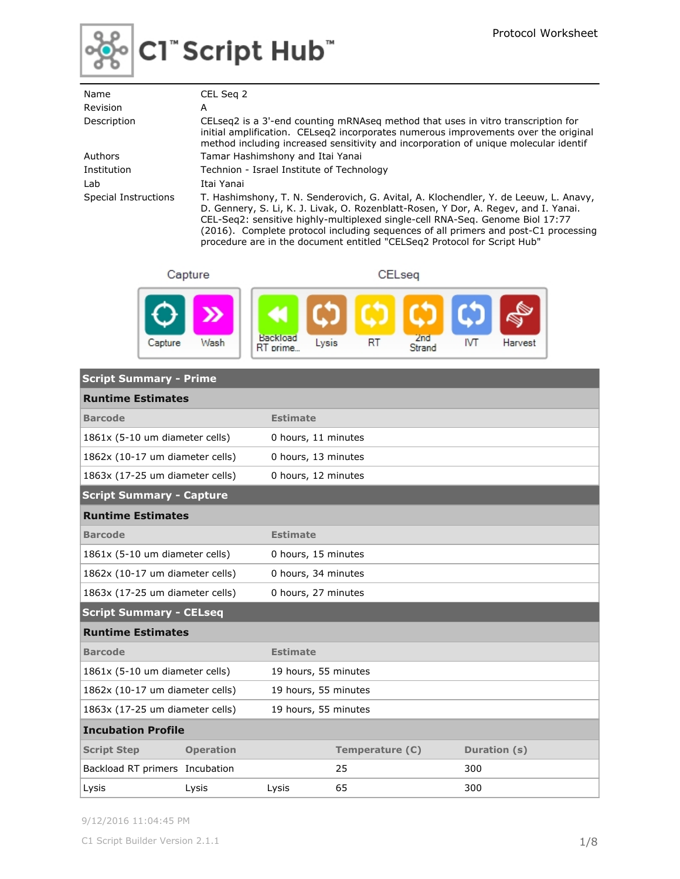# C1™ Script Hub™

Protocol Worksheet

| | |
|---|---|
| Name | CEL Seq 2 |
| Revision | A |
| Description | CELseq2 is a 3'-end counting mRNAseq method that uses in vitro transcription for initial amplification. CELseq2 incorporates numerous improvements over the original method including increased sensitivity and incorporation of unique molecular identif |
| Authors | Tamar Hashimshony and Itai Yanai |
| Institution | Technion - Israel Institute of Technology |
| Lab | Itai Yanai |
| Special Instructions | T. Hashimshony, T. N. Senderovich, G. Avital, A. Klochendler, Y. de Leeuw, L. Anavy, D. Gennery, S. Li, K. J. Livak, O. Rozenblatt-Rosen, Y Dor, A. Regev, and I. Yanai. CEL-Seq2: sensitive highly-multiplexed single-cell RNA-Seq. Genome Biol 17:77 (2016). Complete protocol including sequences of all primers and post-C1 processing procedure are in the document entitled "CELSeq2 Protocol for Script Hub" |

Capture: Capture, Wash

CELseq: Backload RT prime..., Lysis, RT, 2nd Strand, IVT, Harvest

## Script Summary - Prime

### Runtime Estimates

| Barcode | Estimate |
|---|---|
| 1861x (5-10 um diameter cells) | 0 hours, 11 minutes |
| 1862x (10-17 um diameter cells) | 0 hours, 13 minutes |
| 1863x (17-25 um diameter cells) | 0 hours, 12 minutes |

## Script Summary - Capture

### Runtime Estimates

| Barcode | Estimate |
|---|---|
| 1861x (5-10 um diameter cells) | 0 hours, 15 minutes |
| 1862x (10-17 um diameter cells) | 0 hours, 34 minutes |
| 1863x (17-25 um diameter cells) | 0 hours, 27 minutes |

## Script Summary - CELseq

### Runtime Estimates

| Barcode | Estimate |
|---|---|
| 1861x (5-10 um diameter cells) | 19 hours, 55 minutes |
| 1862x (10-17 um diameter cells) | 19 hours, 55 minutes |
| 1863x (17-25 um diameter cells) | 19 hours, 55 minutes |

### Incubation Profile

| Script Step | Operation | | Temperature (C) | Duration (s) |
|---|---|---|---|---|
| Backload RT primers | Incubation | | 25 | 300 |
| Lysis | Lysis | Lysis | 65 | 300 |

9/12/2016 11:04:45 PM

C1 Script Builder Version 2.1.1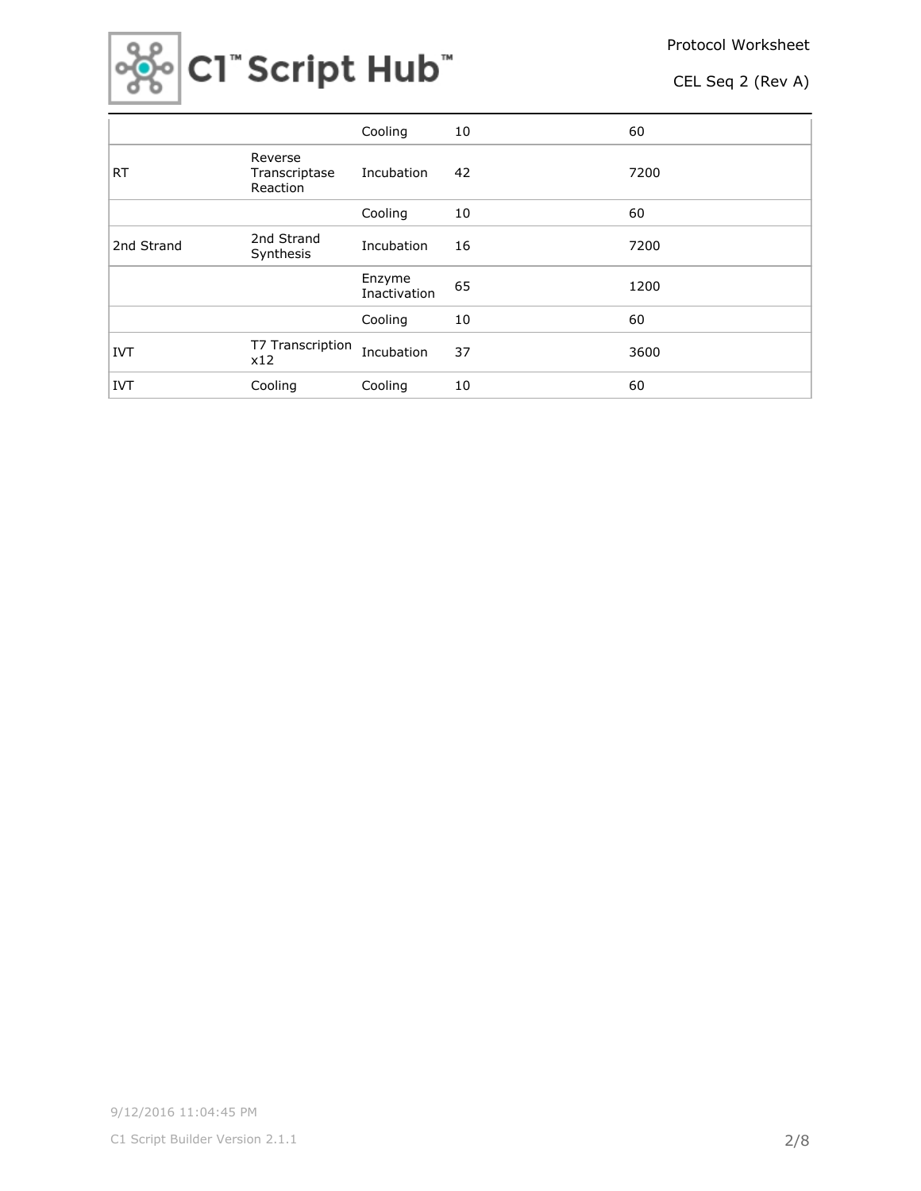| | | Cooling | 10 | 60 |
|---|---|---|---|---|
| RT | Reverse Transcriptase Reaction | Incubation | 42 | 7200 |
| | | Cooling | 10 | 60 |
| 2nd Strand | 2nd Strand Synthesis | Incubation | 16 | 7200 |
| | | Enzyme Inactivation | 65 | 1200 |
| | | Cooling | 10 | 60 |
| IVT | T7 Transcription x12 | Incubation | 37 | 3600 |
| IVT | Cooling | Cooling | 10 | 60 |

9/12/2016 11:04:45 PM

C1 Script Builder Version 2.1.1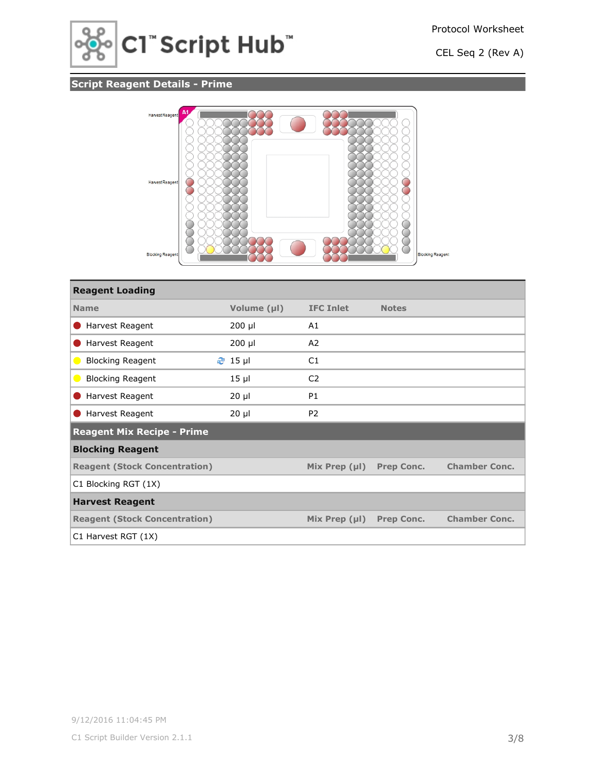## Script Reagent Details - Prime

Harvest Reagent

Harvest Reagent

Blocking Reagent

Blocking Reagent

| Reagent Loading | | | |
|---|---|---|---|
| **Name** | **Volume (µl)** | **IFC Inlet** | **Notes** |
| Harvest Reagent | 200 µl | A1 | |
| Harvest Reagent | 200 µl | A2 | |
| Blocking Reagent | 15 µl | C1 | |
| Blocking Reagent | 15 µl | C2 | |
| Harvest Reagent | 20 µl | P1 | |
| Harvest Reagent | 20 µl | P2 | |

### Reagent Mix Recipe - Prime

#### Blocking Reagent

| Reagent (Stock Concentration) | Mix Prep (µl) | Prep Conc. | Chamber Conc. |
|---|---|---|---|
| C1 Blocking RGT (1X) | | | |

#### Harvest Reagent

| Reagent (Stock Concentration) | Mix Prep (µl) | Prep Conc. | Chamber Conc. |
|---|---|---|---|
| C1 Harvest RGT (1X) | | | |

9/12/2016 11:04:45 PM

C1 Script Builder Version 2.1.1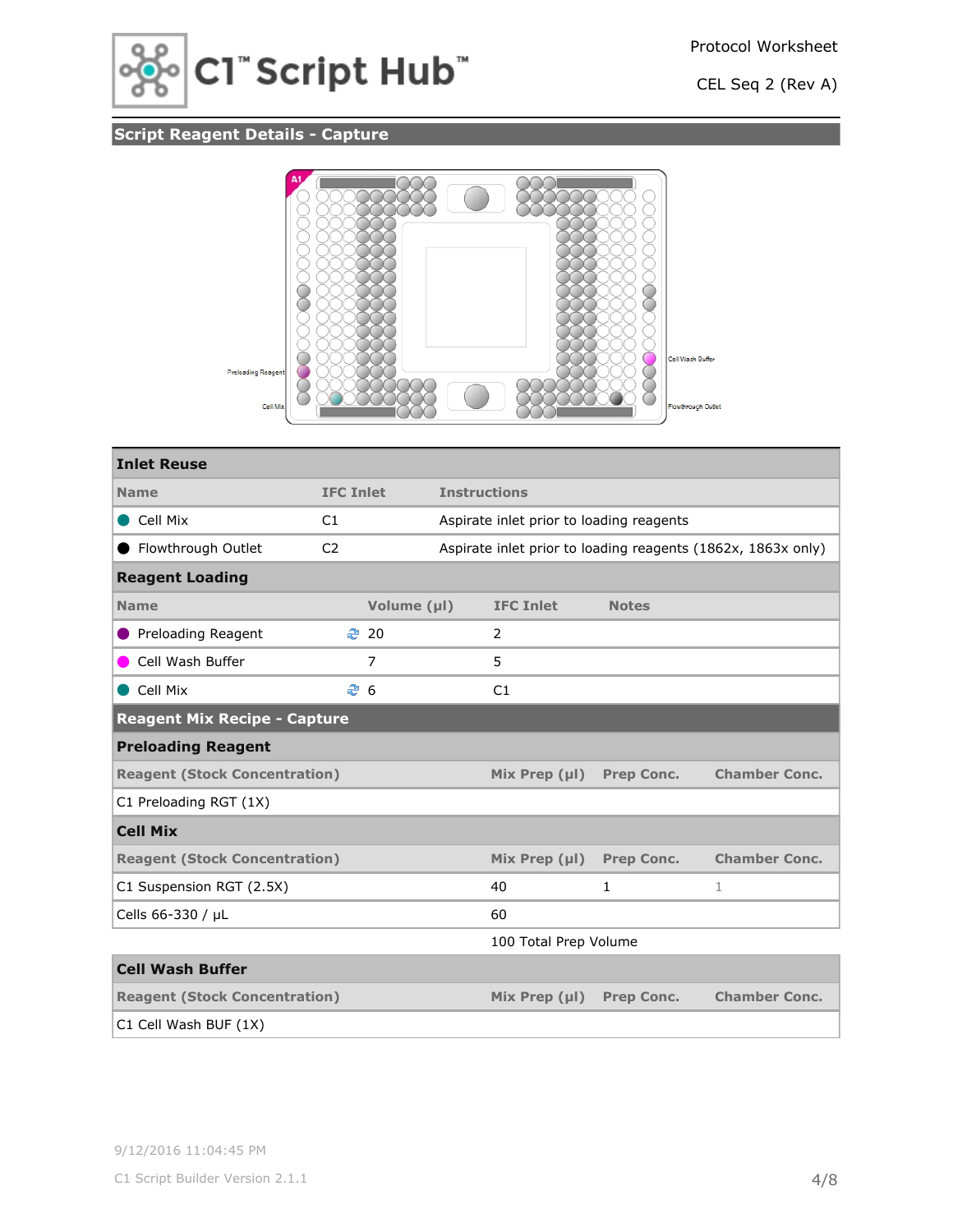## Script Reagent Details - Capture

Preloading Reagent

Cell Mix

Cell Wash Buffer

Flowthrough Outlet

### Inlet Reuse

| Name | IFC Inlet | Instructions |
|---|---|---|
| ● Cell Mix | C1 | Aspirate inlet prior to loading reagents |
| ● Flowthrough Outlet | C2 | Aspirate inlet prior to loading reagents (1862x, 1863x only) |

### Reagent Loading

| Name | Volume (µl) | IFC Inlet | Notes |
|---|---|---|---|
| ● Preloading Reagent | 20 | 2 | |
| ● Cell Wash Buffer | 7 | 5 | |
| ● Cell Mix | 6 | C1 | |

## Reagent Mix Recipe - Capture

### Preloading Reagent

| Reagent (Stock Concentration) | Mix Prep (µl) | Prep Conc. | Chamber Conc. |
|---|---|---|---|
| C1 Preloading RGT (1X) | | | |

### Cell Mix

| Reagent (Stock Concentration) | Mix Prep (µl) | Prep Conc. | Chamber Conc. |
|---|---|---|---|
| C1 Suspension RGT (2.5X) | 40 | 1 | 1 |
| Cells 66-330 / µL | 60 | | |
| | 100 Total Prep Volume | | |

### Cell Wash Buffer

| Reagent (Stock Concentration) | Mix Prep (µl) | Prep Conc. | Chamber Conc. |
|---|---|---|---|
| C1 Cell Wash BUF (1X) | | | |

9/12/2016 11:04:45 PM

C1 Script Builder Version 2.1.1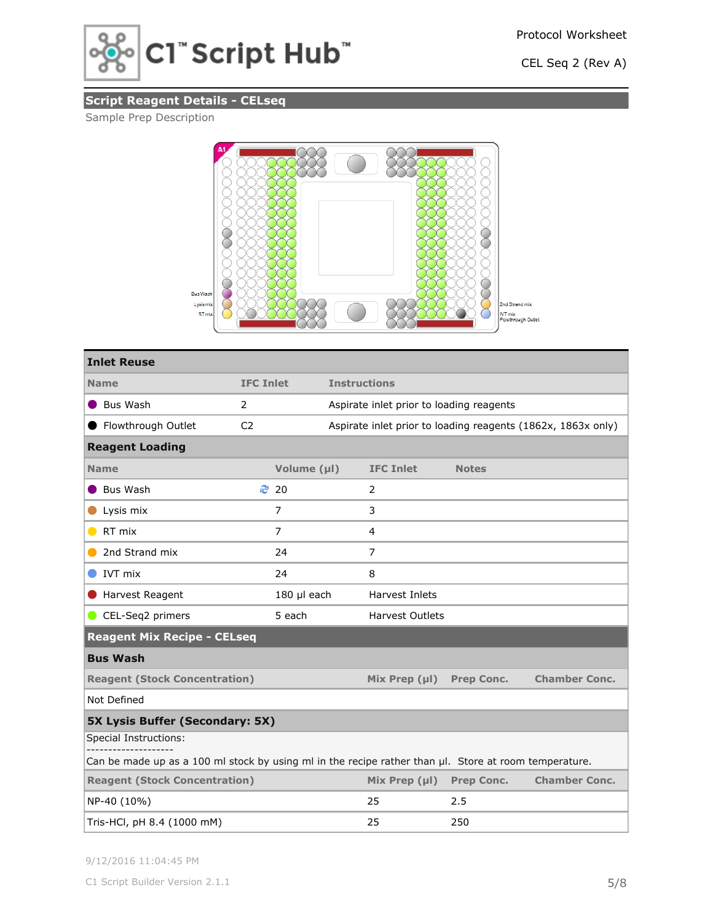## Script Reagent Details - CELseq

Sample Prep Description

Bus Wash
Lysis mix
RT mix
2nd Strand mix
IVT mix
Flowthrough Outlet

### Inlet Reuse

| Name | IFC Inlet | Instructions |
|---|---|---|
| Bus Wash | 2 | Aspirate inlet prior to loading reagents |
| Flowthrough Outlet | C2 | Aspirate inlet prior to loading reagents (1862x, 1863x only) |

### Reagent Loading

| Name | Volume (µl) | IFC Inlet | Notes |
|---|---|---|---|
| Bus Wash | 20 | 2 | |
| Lysis mix | 7 | 3 | |
| RT mix | 7 | 4 | |
| 2nd Strand mix | 24 | 7 | |
| IVT mix | 24 | 8 | |
| Harvest Reagent | 180 µl each | Harvest Inlets | |
| CEL-Seq2 primers | 5 each | Harvest Outlets | |

## Reagent Mix Recipe - CELseq

### Bus Wash

| Reagent (Stock Concentration) | Mix Prep (µl) | Prep Conc. | Chamber Conc. |
|---|---|---|---|
| Not Defined | | | |

### 5X Lysis Buffer (Secondary: 5X)

Special Instructions:
--------------------
Can be made up as a 100 ml stock by using ml in the recipe rather than µl. Store at room temperature.

| Reagent (Stock Concentration) | Mix Prep (µl) | Prep Conc. | Chamber Conc. |
|---|---|---|---|
| NP-40 (10%) | 25 | 2.5 | |
| Tris-HCl, pH 8.4 (1000 mM) | 25 | 250 | |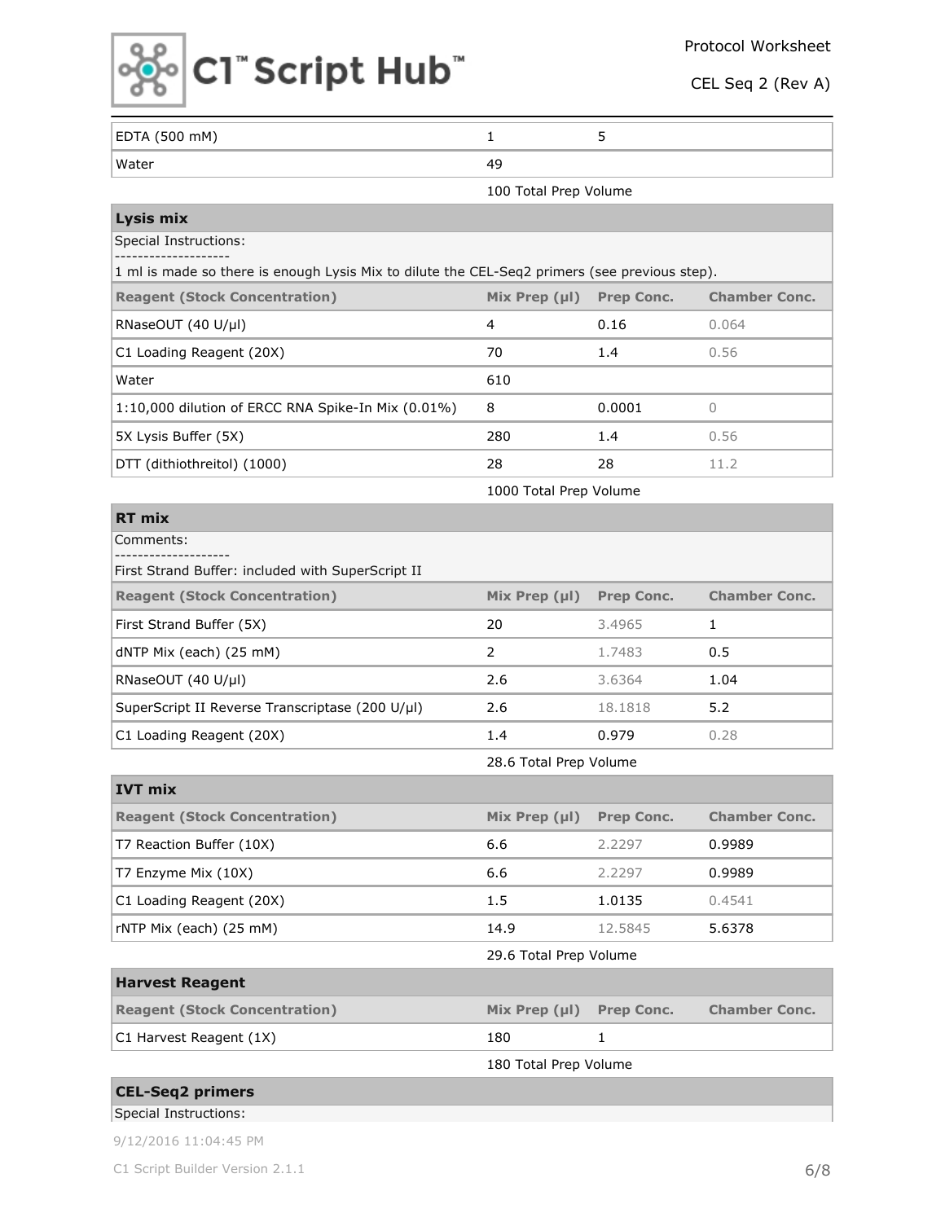| EDTA (500 mM) | 1 | 5 | |
|---|---|---|---|
| Water | 49 | | |

100 Total Prep Volume

**Lysis mix**

Special Instructions:

--------------------

1 ml is made so there is enough Lysis Mix to dilute the CEL-Seq2 primers (see previous step).

| Reagent (Stock Concentration) | Mix Prep (µl) | Prep Conc. | Chamber Conc. |
|---|---|---|---|
| RNaseOUT (40 U/µl) | 4 | 0.16 | 0.064 |
| C1 Loading Reagent (20X) | 70 | 1.4 | 0.56 |
| Water | 610 | | |
| 1:10,000 dilution of ERCC RNA Spike-In Mix (0.01%) | 8 | 0.0001 | 0 |
| 5X Lysis Buffer (5X) | 280 | 1.4 | 0.56 |
| DTT (dithiothreitol) (1000) | 28 | 28 | 11.2 |

1000 Total Prep Volume

**RT mix**

Comments:

--------------------

First Strand Buffer: included with SuperScript II

| Reagent (Stock Concentration) | Mix Prep (µl) | Prep Conc. | Chamber Conc. |
|---|---|---|---|
| First Strand Buffer (5X) | 20 | 3.4965 | 1 |
| dNTP Mix (each) (25 mM) | 2 | 1.7483 | 0.5 |
| RNaseOUT (40 U/µl) | 2.6 | 3.6364 | 1.04 |
| SuperScript II Reverse Transcriptase (200 U/µl) | 2.6 | 18.1818 | 5.2 |
| C1 Loading Reagent (20X) | 1.4 | 0.979 | 0.28 |

28.6 Total Prep Volume

**IVT mix**

| Reagent (Stock Concentration) | Mix Prep (µl) | Prep Conc. | Chamber Conc. |
|---|---|---|---|
| T7 Reaction Buffer (10X) | 6.6 | 2.2297 | 0.9989 |
| T7 Enzyme Mix (10X) | 6.6 | 2.2297 | 0.9989 |
| C1 Loading Reagent (20X) | 1.5 | 1.0135 | 0.4541 |
| rNTP Mix (each) (25 mM) | 14.9 | 12.5845 | 5.6378 |

29.6 Total Prep Volume

**Harvest Reagent**

| Reagent (Stock Concentration) | Mix Prep (µl) | Prep Conc. | Chamber Conc. |
|---|---|---|---|
| C1 Harvest Reagent (1X) | 180 | 1 | |

180 Total Prep Volume

**CEL-Seq2 primers**

Special Instructions: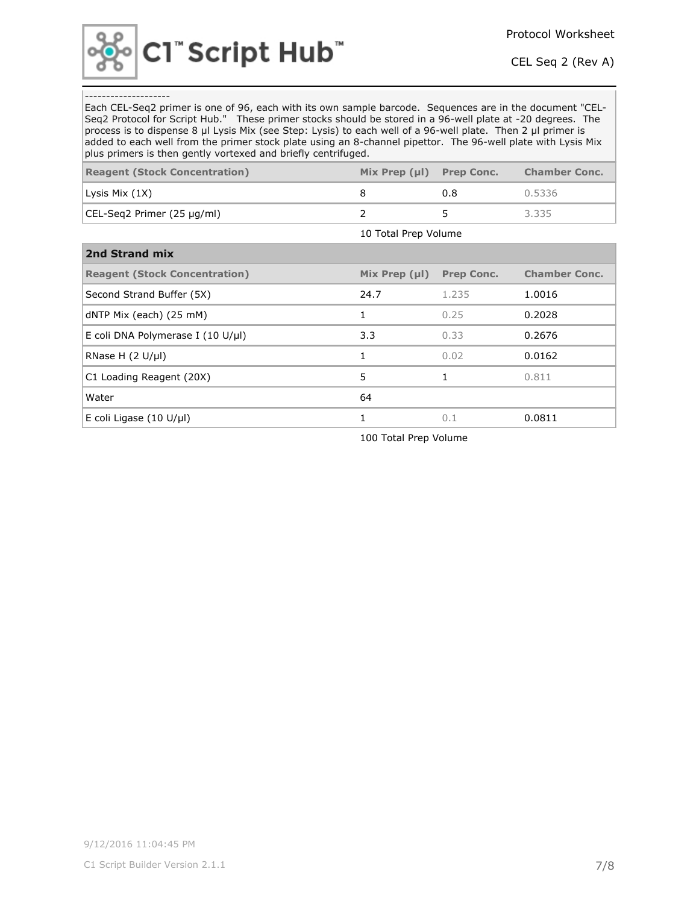-------------------

Each CEL-Seq2 primer is one of 96, each with its own sample barcode. Sequences are in the document "CEL-Seq2 Protocol for Script Hub." These primer stocks should be stored in a 96-well plate at -20 degrees. The process is to dispense 8 µl Lysis Mix (see Step: Lysis) to each well of a 96-well plate. Then 2 µl primer is added to each well from the primer stock plate using an 8-channel pipettor. The 96-well plate with Lysis Mix plus primers is then gently vortexed and briefly centrifuged.

| Reagent (Stock Concentration) | Mix Prep (µl) | Prep Conc. | Chamber Conc. |
|---|---|---|---|
| Lysis Mix (1X) | 8 | 0.8 | 0.5336 |
| CEL-Seq2 Primer (25 µg/ml) | 2 | 5 | 3.335 |
| | 10 Total Prep Volume | | |

**2nd Strand mix**

| Reagent (Stock Concentration) | Mix Prep (µl) | Prep Conc. | Chamber Conc. |
|---|---|---|---|
| Second Strand Buffer (5X) | 24.7 | 1.235 | 1.0016 |
| dNTP Mix (each) (25 mM) | 1 | 0.25 | 0.2028 |
| E coli DNA Polymerase I (10 U/µl) | 3.3 | 0.33 | 0.2676 |
| RNase H (2 U/µl) | 1 | 0.02 | 0.0162 |
| C1 Loading Reagent (20X) | 5 | 1 | 0.811 |
| Water | 64 | | |
| E coli Ligase (10 U/µl) | 1 | 0.1 | 0.0811 |
| | 100 Total Prep Volume | | |

9/12/2016 11:04:45 PM

C1 Script Builder Version 2.1.1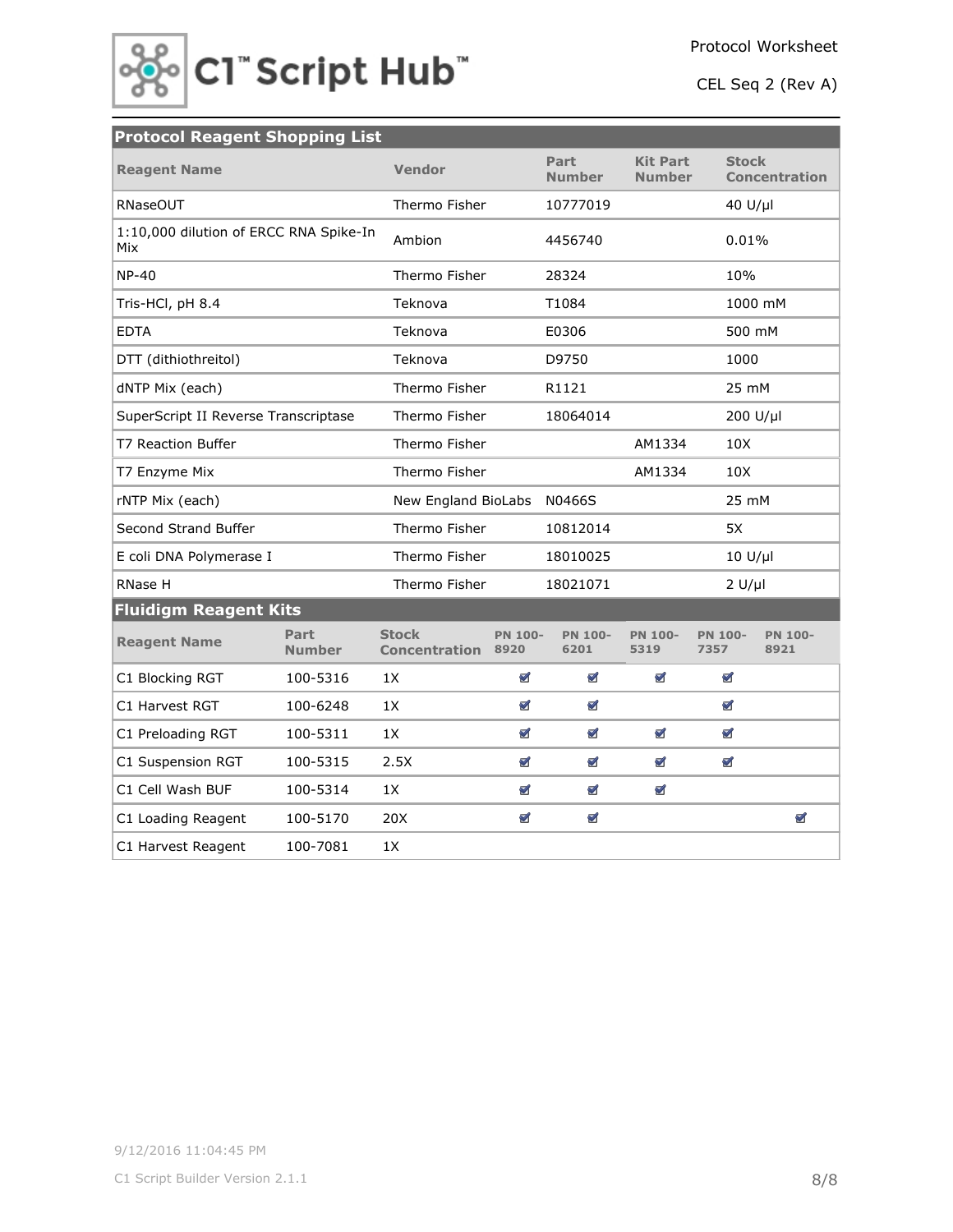## Protocol Reagent Shopping List

| Reagent Name | Vendor | Part Number | Kit Part Number | Stock Concentration |
|---|---|---|---|---|
| RNaseOUT | Thermo Fisher | 10777019 | | 40 U/µl |
| 1:10,000 dilution of ERCC RNA Spike-In Mix | Ambion | 4456740 | | 0.01% |
| NP-40 | Thermo Fisher | 28324 | | 10% |
| Tris-HCl, pH 8.4 | Teknova | T1084 | | 1000 mM |
| EDTA | Teknova | E0306 | | 500 mM |
| DTT (dithiothreitol) | Teknova | D9750 | | 1000 |
| dNTP Mix (each) | Thermo Fisher | R1121 | | 25 mM |
| SuperScript II Reverse Transcriptase | Thermo Fisher | 18064014 | | 200 U/µl |
| T7 Reaction Buffer | Thermo Fisher | | AM1334 | 10X |
| T7 Enzyme Mix | Thermo Fisher | | AM1334 | 10X |
| rNTP Mix (each) | New England BioLabs | N0466S | | 25 mM |
| Second Strand Buffer | Thermo Fisher | 10812014 | | 5X |
| E coli DNA Polymerase I | Thermo Fisher | 18010025 | | 10 U/µl |
| RNase H | Thermo Fisher | 18021071 | | 2 U/µl |

## Fluidigm Reagent Kits

| Reagent Name | Part Number | Stock Concentration | PN 100-8920 | PN 100-6201 | PN 100-5319 | PN 100-7357 | PN 100-8921 |
|---|---|---|---|---|---|---|---|
| C1 Blocking RGT | 100-5316 | 1X | ✓ | ✓ | ✓ | ✓ | |
| C1 Harvest RGT | 100-6248 | 1X | ✓ | ✓ | | ✓ | |
| C1 Preloading RGT | 100-5311 | 1X | ✓ | ✓ | ✓ | ✓ | |
| C1 Suspension RGT | 100-5315 | 2.5X | ✓ | ✓ | ✓ | ✓ | |
| C1 Cell Wash BUF | 100-5314 | 1X | ✓ | ✓ | ✓ | | |
| C1 Loading Reagent | 100-5170 | 20X | ✓ | ✓ | | | ✓ |
| C1 Harvest Reagent | 100-7081 | 1X | | | | | |

9/12/2016 11:04:45 PM

C1 Script Builder Version 2.1.1